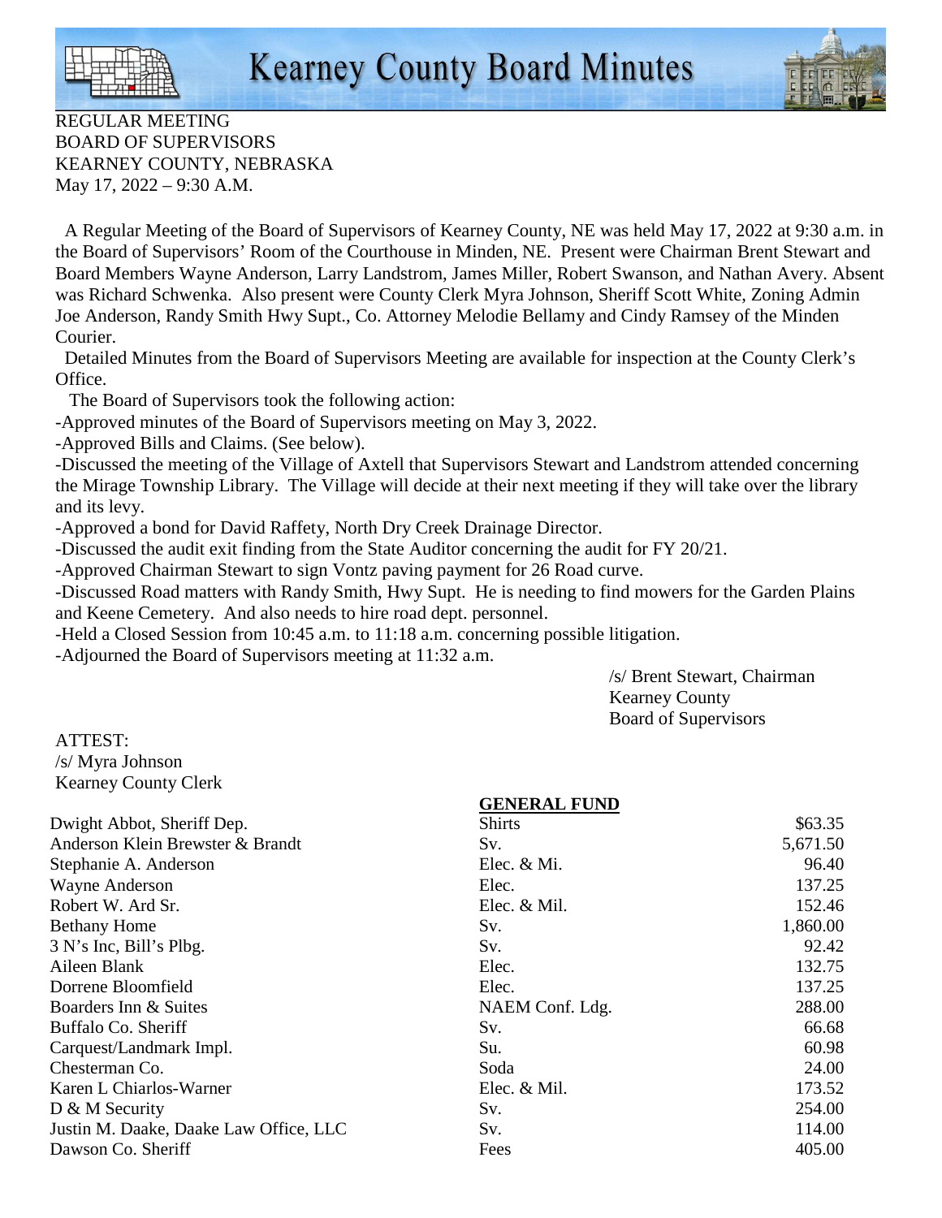# Kearney County Board Minutes

REGULAR MEETING
BOARD OF SUPERVISORS
KEARNEY COUNTY, NEBRASKA
May 17, 2022 – 9:30 A.M.

A Regular Meeting of the Board of Supervisors of Kearney County, NE was held May 17, 2022 at 9:30 a.m. in the Board of Supervisors' Room of the Courthouse in Minden, NE. Present were Chairman Brent Stewart and Board Members Wayne Anderson, Larry Landstrom, James Miller, Robert Swanson, and Nathan Avery. Absent was Richard Schwenka. Also present were County Clerk Myra Johnson, Sheriff Scott White, Zoning Admin Joe Anderson, Randy Smith Hwy Supt., Co. Attorney Melodie Bellamy and Cindy Ramsey of the Minden Courier.

Detailed Minutes from the Board of Supervisors Meeting are available for inspection at the County Clerk's Office.

The Board of Supervisors took the following action:

-Approved minutes of the Board of Supervisors meeting on May 3, 2022.

-Approved Bills and Claims. (See below).

-Discussed the meeting of the Village of Axtell that Supervisors Stewart and Landstrom attended concerning the Mirage Township Library. The Village will decide at their next meeting if they will take over the library and its levy.

-Approved a bond for David Raffety, North Dry Creek Drainage Director.

-Discussed the audit exit finding from the State Auditor concerning the audit for FY 20/21.

-Approved Chairman Stewart to sign Vontz paving payment for 26 Road curve.

-Discussed Road matters with Randy Smith, Hwy Supt. He is needing to find mowers for the Garden Plains and Keene Cemetery. And also needs to hire road dept. personnel.

-Held a Closed Session from 10:45 a.m. to 11:18 a.m. concerning possible litigation.

-Adjourned the Board of Supervisors meeting at 11:32 a.m.

/s/ Brent Stewart, Chairman
Kearney County
Board of Supervisors

ATTEST:
/s/ Myra Johnson
Kearney County Clerk

**GENERAL FUND**

| | | |
|---|---|---|
| Dwight Abbot, Sheriff Dep. | Shirts | $63.35 |
| Anderson Klein Brewster & Brandt | Sv. | 5,671.50 |
| Stephanie A. Anderson | Elec. & Mi. | 96.40 |
| Wayne Anderson | Elec. | 137.25 |
| Robert W. Ard Sr. | Elec. & Mil. | 152.46 |
| Bethany Home | Sv. | 1,860.00 |
| 3 N's Inc, Bill's Plbg. | Sv. | 92.42 |
| Aileen Blank | Elec. | 132.75 |
| Dorrene Bloomfield | Elec. | 137.25 |
| Boarders Inn & Suites | NAEM Conf. Ldg. | 288.00 |
| Buffalo Co. Sheriff | Sv. | 66.68 |
| Carquest/Landmark Impl. | Su. | 60.98 |
| Chesterman Co. | Soda | 24.00 |
| Karen L Chiarlos-Warner | Elec. & Mil. | 173.52 |
| D & M Security | Sv. | 254.00 |
| Justin M. Daake, Daake Law Office, LLC | Sv. | 114.00 |
| Dawson Co. Sheriff | Fees | 405.00 |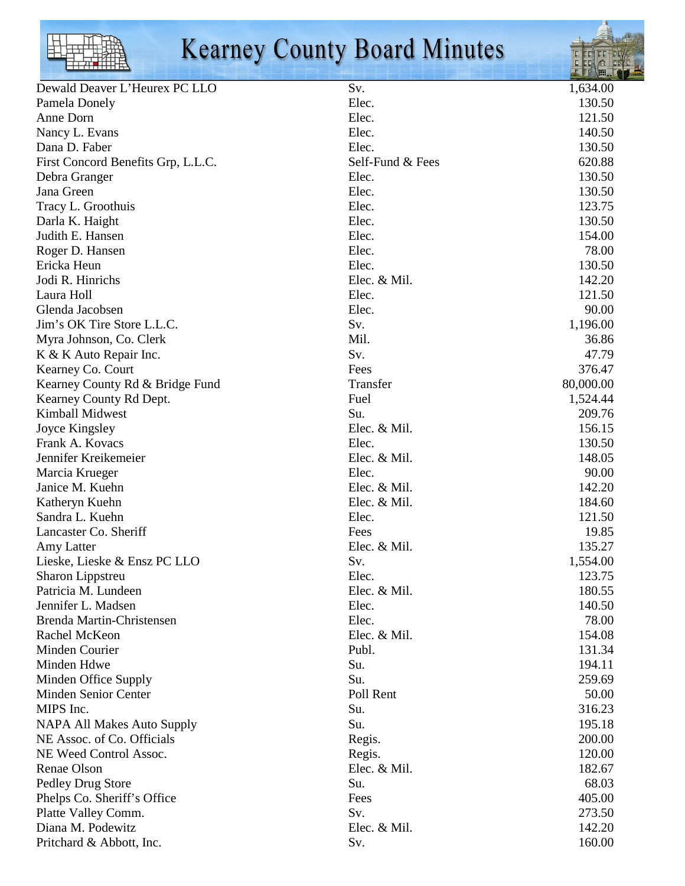| | | |
|---|---|---|
| Dewald Deaver L'Heurex PC LLO | Sv. | 1,634.00 |
| Pamela Donely | Elec. | 130.50 |
| Anne Dorn | Elec. | 121.50 |
| Nancy L. Evans | Elec. | 140.50 |
| Dana D. Faber | Elec. | 130.50 |
| First Concord Benefits Grp, L.L.C. | Self-Fund & Fees | 620.88 |
| Debra Granger | Elec. | 130.50 |
| Jana Green | Elec. | 130.50 |
| Tracy L. Groothuis | Elec. | 123.75 |
| Darla K. Haight | Elec. | 130.50 |
| Judith E. Hansen | Elec. | 154.00 |
| Roger D. Hansen | Elec. | 78.00 |
| Ericka Heun | Elec. | 130.50 |
| Jodi R. Hinrichs | Elec. & Mil. | 142.20 |
| Laura Holl | Elec. | 121.50 |
| Glenda Jacobsen | Elec. | 90.00 |
| Jim's OK Tire Store L.L.C. | Sv. | 1,196.00 |
| Myra Johnson, Co. Clerk | Mil. | 36.86 |
| K & K Auto Repair Inc. | Sv. | 47.79 |
| Kearney Co. Court | Fees | 376.47 |
| Kearney County Rd & Bridge Fund | Transfer | 80,000.00 |
| Kearney County Rd Dept. | Fuel | 1,524.44 |
| Kimball Midwest | Su. | 209.76 |
| Joyce Kingsley | Elec. & Mil. | 156.15 |
| Frank A. Kovacs | Elec. | 130.50 |
| Jennifer Kreikemeier | Elec. & Mil. | 148.05 |
| Marcia Krueger | Elec. | 90.00 |
| Janice M. Kuehn | Elec. & Mil. | 142.20 |
| Katheryn Kuehn | Elec. & Mil. | 184.60 |
| Sandra L. Kuehn | Elec. | 121.50 |
| Lancaster Co. Sheriff | Fees | 19.85 |
| Amy Latter | Elec. & Mil. | 135.27 |
| Lieske, Lieske & Ensz PC LLO | Sv. | 1,554.00 |
| Sharon Lippstreu | Elec. | 123.75 |
| Patricia M. Lundeen | Elec. & Mil. | 180.55 |
| Jennifer L. Madsen | Elec. | 140.50 |
| Brenda Martin-Christensen | Elec. | 78.00 |
| Rachel McKeon | Elec. & Mil. | 154.08 |
| Minden Courier | Publ. | 131.34 |
| Minden Hdwe | Su. | 194.11 |
| Minden Office Supply | Su. | 259.69 |
| Minden Senior Center | Poll Rent | 50.00 |
| MIPS Inc. | Su. | 316.23 |
| NAPA All Makes Auto Supply | Su. | 195.18 |
| NE Assoc. of Co. Officials | Regis. | 200.00 |
| NE Weed Control Assoc. | Regis. | 120.00 |
| Renae Olson | Elec. & Mil. | 182.67 |
| Pedley Drug Store | Su. | 68.03 |
| Phelps Co. Sheriff's Office | Fees | 405.00 |
| Platte Valley Comm. | Sv. | 273.50 |
| Diana M. Podewitz | Elec. & Mil. | 142.20 |
| Pritchard & Abbott, Inc. | Sv. | 160.00 |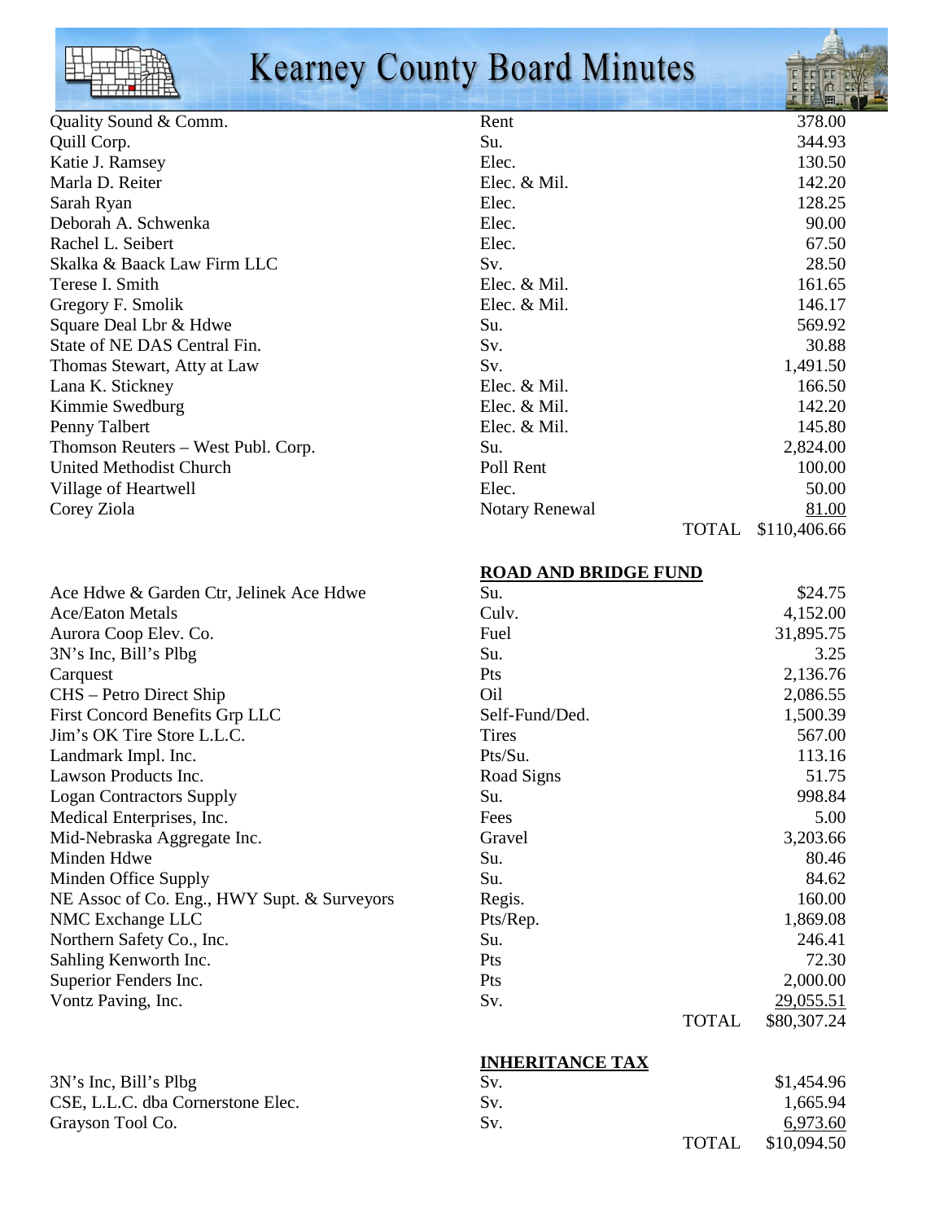| | | |
|---|---|---|
| Quality Sound & Comm. | Rent | 378.00 |
| Quill Corp. | Su. | 344.93 |
| Katie J. Ramsey | Elec. | 130.50 |
| Marla D. Reiter | Elec. & Mil. | 142.20 |
| Sarah Ryan | Elec. | 128.25 |
| Deborah A. Schwenka | Elec. | 90.00 |
| Rachel L. Seibert | Elec. | 67.50 |
| Skalka & Baack Law Firm LLC | Sv. | 28.50 |
| Terese I. Smith | Elec. & Mil. | 161.65 |
| Gregory F. Smolik | Elec. & Mil. | 146.17 |
| Square Deal Lbr & Hdwe | Su. | 569.92 |
| State of NE DAS Central Fin. | Sv. | 30.88 |
| Thomas Stewart, Atty at Law | Sv. | 1,491.50 |
| Lana K. Stickney | Elec. & Mil. | 166.50 |
| Kimmie Swedburg | Elec. & Mil. | 142.20 |
| Penny Talbert | Elec. & Mil. | 145.80 |
| Thomson Reuters – West Publ. Corp. | Su. | 2,824.00 |
| United Methodist Church | Poll Rent | 100.00 |
| Village of Heartwell | Elec. | 50.00 |
| Corey Ziola | Notary Renewal | 81.00 |
| | TOTAL | $110,406.66 |

**ROAD AND BRIDGE FUND**

| | | |
|---|---|---|
| Ace Hdwe & Garden Ctr, Jelinek Ace Hdwe | Su. | $24.75 |
| Ace/Eaton Metals | Culv. | 4,152.00 |
| Aurora Coop Elev. Co. | Fuel | 31,895.75 |
| 3N's Inc, Bill's Plbg | Su. | 3.25 |
| Carquest | Pts | 2,136.76 |
| CHS – Petro Direct Ship | Oil | 2,086.55 |
| First Concord Benefits Grp LLC | Self-Fund/Ded. | 1,500.39 |
| Jim's OK Tire Store L.L.C. | Tires | 567.00 |
| Landmark Impl. Inc. | Pts/Su. | 113.16 |
| Lawson Products Inc. | Road Signs | 51.75 |
| Logan Contractors Supply | Su. | 998.84 |
| Medical Enterprises, Inc. | Fees | 5.00 |
| Mid-Nebraska Aggregate Inc. | Gravel | 3,203.66 |
| Minden Hdwe | Su. | 80.46 |
| Minden Office Supply | Su. | 84.62 |
| NE Assoc of Co. Eng., HWY Supt. & Surveyors | Regis. | 160.00 |
| NMC Exchange LLC | Pts/Rep. | 1,869.08 |
| Northern Safety Co., Inc. | Su. | 246.41 |
| Sahling Kenworth Inc. | Pts | 72.30 |
| Superior Fenders Inc. | Pts | 2,000.00 |
| Vontz Paving, Inc. | Sv. | 29,055.51 |
| | TOTAL | $80,307.24 |

**INHERITANCE TAX**

| | | |
|---|---|---|
| 3N's Inc, Bill's Plbg | Sv. | $1,454.96 |
| CSE, L.L.C. dba Cornerstone Elec. | Sv. | 1,665.94 |
| Grayson Tool Co. | Sv. | 6,973.60 |
| | TOTAL | $10,094.50 |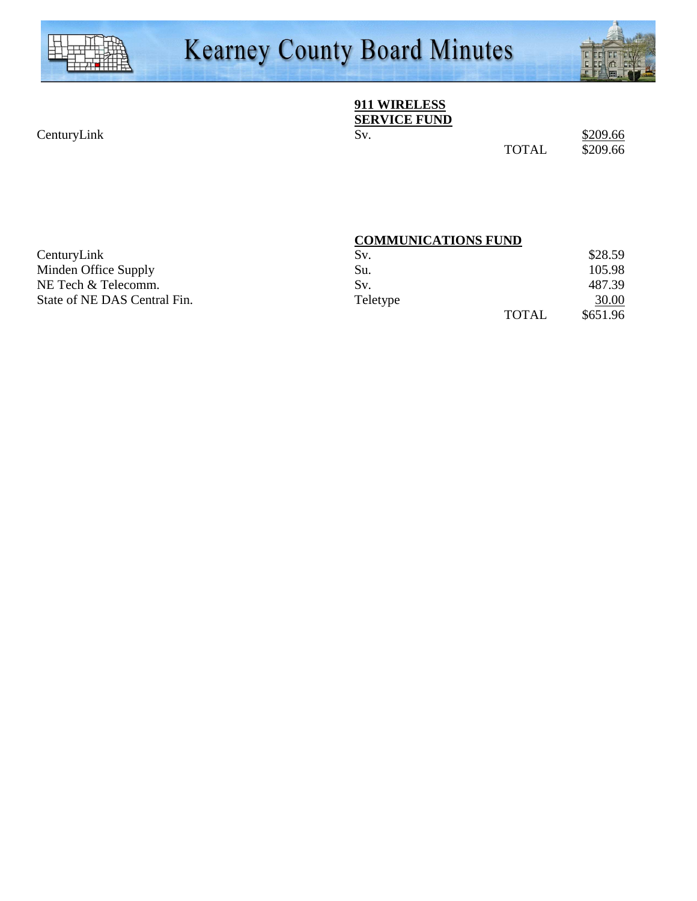| | **911 WIRELESS SERVICE FUND** | | |
|---|---|---|---|
| CenturyLink | Sv. | | $209.66 |
| | | TOTAL | $209.66 |

| | **COMMUNICATIONS FUND** | | |
|---|---|---|---|
| CenturyLink | Sv. | | $28.59 |
| Minden Office Supply | Su. | | 105.98 |
| NE Tech & Telecomm. | Sv. | | 487.39 |
| State of NE DAS Central Fin. | Teletype | | 30.00 |
| | | TOTAL | $651.96 |